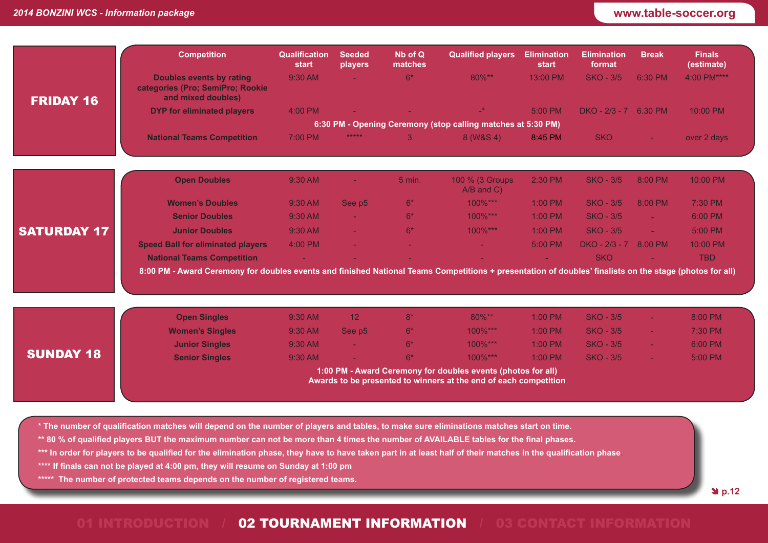| | Competition | Qualification start | Seeded players | Nb of Q matches | Qualified players | Elimination start | Elimination format | Break | Finals (estimate) |
|---|---|---|---|---|---|---|---|---|---|
| **FRIDAY 16** | **Doubles events by rating categories (Pro; SemiPro; Rookie and mixed doubles)** | 9:30 AM | - | 6* | 80%** | 13:00 PM | SKO - 3/5 | 6:30 PM | 4:00 PM**** |
| | **DYP for eliminated players** | 4:00 PM | - | - | -* | 5:00 PM | DKO - 2/3 - 7 | 6.30 PM | 10:00 PM |
| | **6:30 PM - Opening Ceremony (stop calling matches at 5:30 PM)** | | | | | | | | |
| | **National Teams Competition** | 7:00 PM | ***** | 3 | 8 (W&S 4) | 8:45 PM | SKO | - | over 2 days |
| **SATURDAY 17** | **Open Doubles** | 9:30 AM | - | 5 min. | 100 % (3 Groups A/B and C) | 2:30 PM | SKO - 3/5 | 8:00 PM | 10:00 PM |
| | **Women's Doubles** | 9:30 AM | See p5 | 6* | 100%*** | 1:00 PM | SKO - 3/5 | 8:00 PM | 7:30 PM |
| | **Senior Doubles** | 9:30 AM | - | 6* | 100%*** | 1:00 PM | SKO - 3/5 | - | 6:00 PM |
| | **Junior Doubles** | 9:30 AM | - | 6* | 100%*** | 1:00 PM | SKO - 3/5 | - | 5:00 PM |
| | **Speed Ball for eliminated players** | 4:00 PM | - | - | - | 5:00 PM | DKO - 2/3 - 7 | 8.00 PM | 10:00 PM |
| | **National Teams Competition** | - | - | - | - | - | SKO | - | TBD |
| | **8:00 PM - Award Ceremony for doubles events and finished National Teams Competitions + presentation of doubles' finalists on the stage (photos for all)** | | | | | | | | |
| **SUNDAY 18** | **Open Singles** | 9:30 AM | 12 | 8* | 80%** | 1:00 PM | SKO - 3/5 | - | 8:00 PM |
| | **Women's Singles** | 9:30 AM | See p5 | 6* | 100%*** | 1:00 PM | SKO - 3/5 | - | 7:30 PM |
| | **Junior Singles** | 9:30 AM | - | 6* | 100%*** | 1:00 PM | SKO - 3/5 | - | 6:00 PM |
| | **Senior Singles** | 9:30 AM | - | 6* | 100%*** | 1:00 PM | SKO - 3/5 | - | 5:00 PM |
| | **1:00 PM - Award Ceremony for doubles events (photos for all) Awards to be presented to winners at the end of each competition** | | | | | | | | |

**\* The number of qualification matches will depend on the number of players and tables, to make sure eliminations matches start on time.**

**\*\* 80 % of qualified players BUT the maximum number can not be more than 4 times the number of AVAILABLE tables for the final phases.**

**\*\*\* In order for players to be qualified for the elimination phase, they have to have taken part in at least half of their matches in the qualification phase**

**\*\*\*\* If finals can not be played at 4:00 pm, they will resume on Sunday at 1:00 pm**

**\*\*\*\*\* The number of protected teams depends on the number of registered teams.**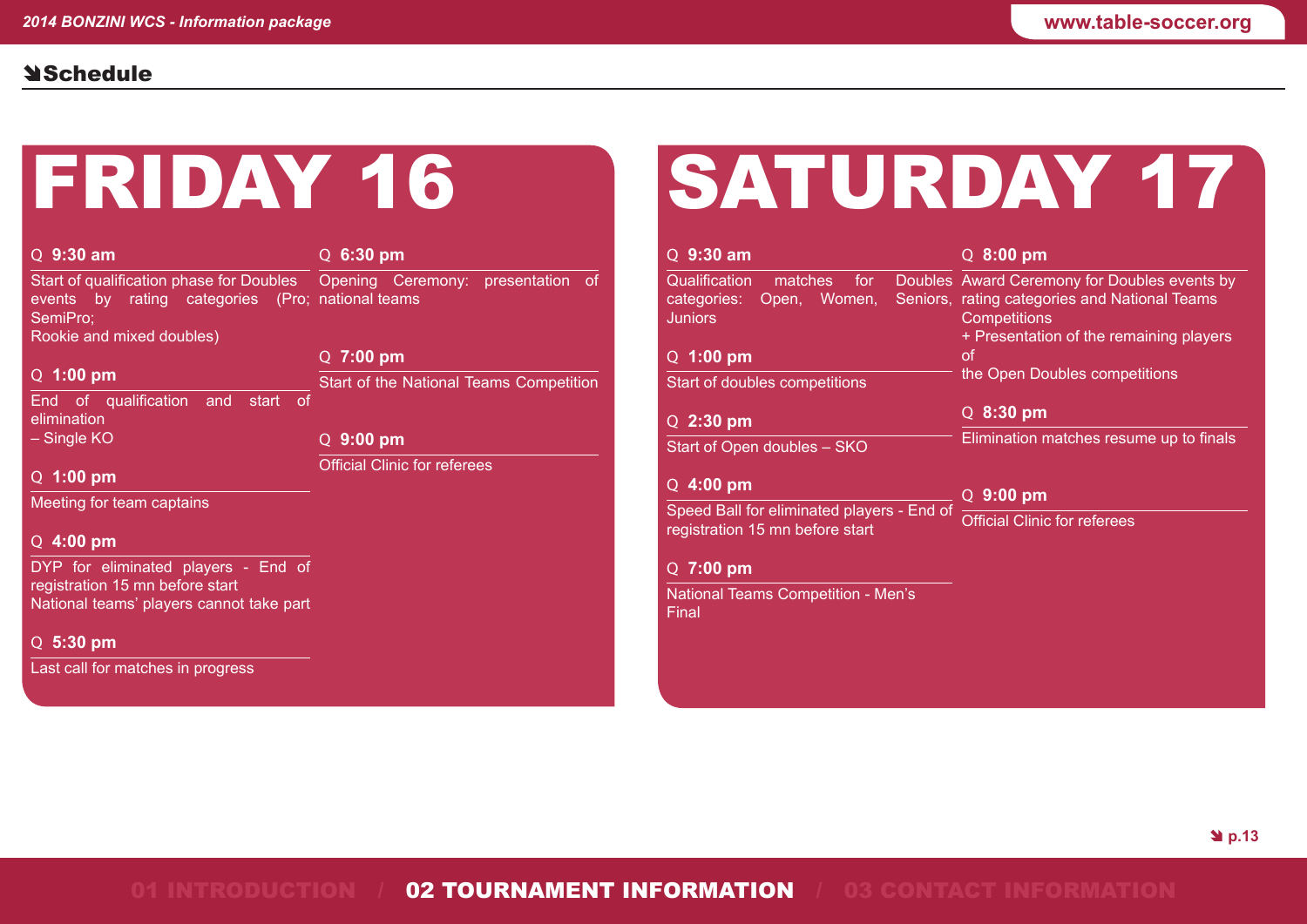## Schedule

# FRIDAY 16

**9:30 am**

Start of qualification phase for Doubles events by rating categories (Pro; SemiPro; Rookie and mixed doubles)

**1:00 pm**

End of qualification and start of elimination – Single KO

**1:00 pm**

Meeting for team captains

**4:00 pm**

DYP for eliminated players - End of registration 15 mn before start
National teams' players cannot take part

**5:30 pm**

Last call for matches in progress

**6:30 pm**

Opening Ceremony: presentation of national teams

**7:00 pm**

Start of the National Teams Competition

**9:00 pm**

Official Clinic for referees

# SATURDAY 17

**9:30 am**

Qualification matches for Doubles categories: Open, Women, Seniors, Juniors

**1:00 pm**

Start of doubles competitions

**2:30 pm**

Start of Open doubles – SKO

**4:00 pm**

Speed Ball for eliminated players - End of registration 15 mn before start

**7:00 pm**

National Teams Competition - Men's Final

**8:00 pm**

Award Ceremony for Doubles events by rating categories and National Teams Competitions
+ Presentation of the remaining players of the Open Doubles competitions

**8:30 pm**

Elimination matches resume up to finals

**9:00 pm**

Official Clinic for referees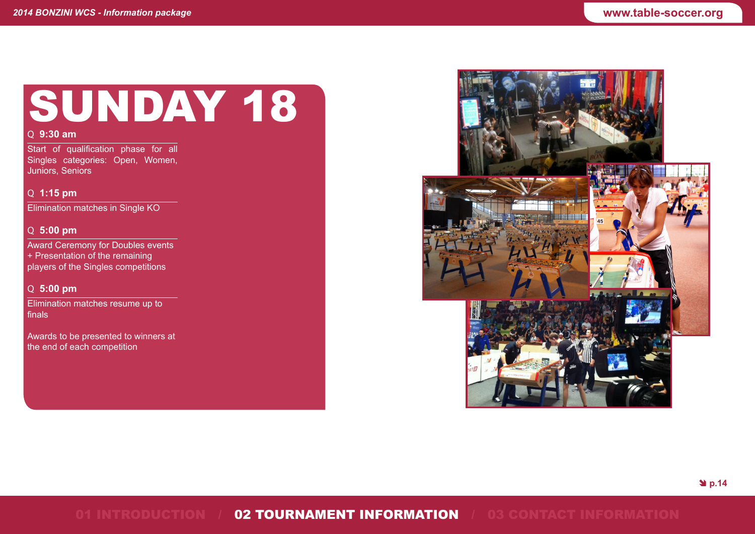# SUNDAY 18

**9:30 am**

Start of qualification phase for all Singles categories: Open, Women, Juniors, Seniors

**1:15 pm**

Elimination matches in Single KO

**5:00 pm**

Award Ceremony for Doubles events + Presentation of the remaining players of the Singles competitions

**5:00 pm**

Elimination matches resume up to finals

Awards to be presented to winners at the end of each competition